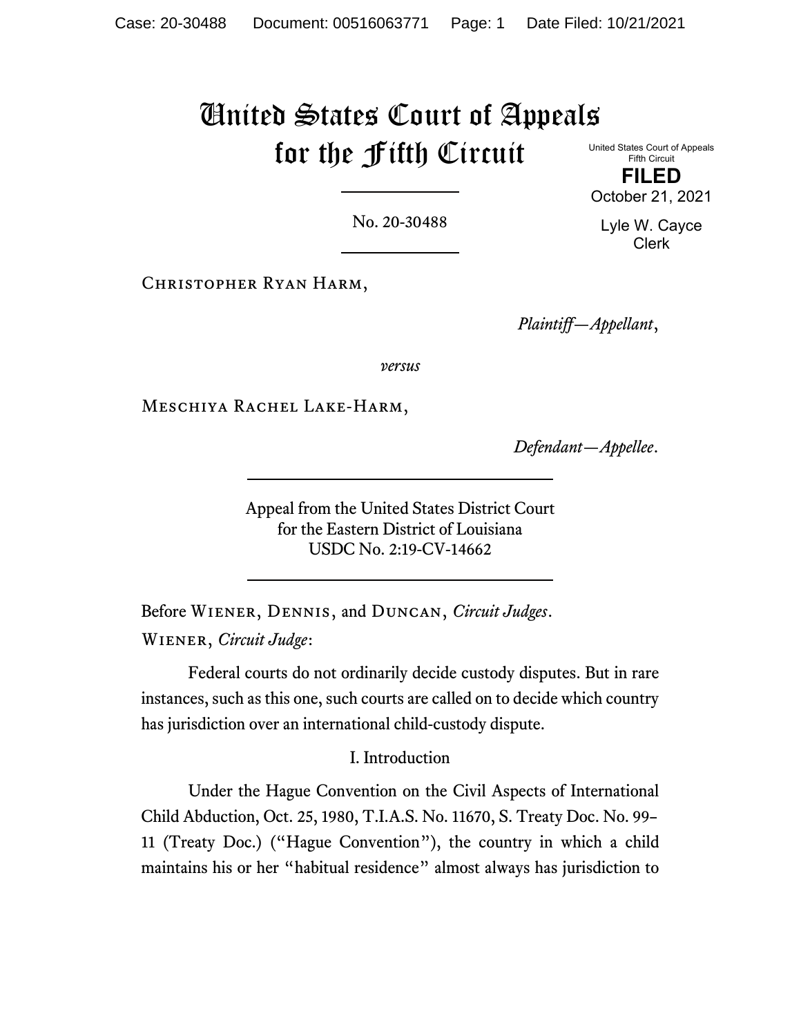# United States Court of Appeals for the Fifth Circuit

United States Court of Appeals
Fifth Circuit

**FILED**

October 21, 2021

Lyle W. Cayce
Clerk

No. 20-30488

Christopher Ryan Harm,

*Plaintiff—Appellant*,

*versus*

Meschiya Rachel Lake-Harm,

*Defendant—Appellee*.

Appeal from the United States District Court
for the Eastern District of Louisiana
USDC No. 2:19-CV-14662

Before Wiener, Dennis, and Duncan, *Circuit Judges*.

Wiener, *Circuit Judge*:

Federal courts do not ordinarily decide custody disputes. But in rare instances, such as this one, such courts are called on to decide which country has jurisdiction over an international child-custody dispute.

## I. Introduction

Under the Hague Convention on the Civil Aspects of International Child Abduction, Oct. 25, 1980, T.I.A.S. No. 11670, S. Treaty Doc. No. 99–11 (Treaty Doc.) ("Hague Convention"), the country in which a child maintains his or her "habitual residence" almost always has jurisdiction to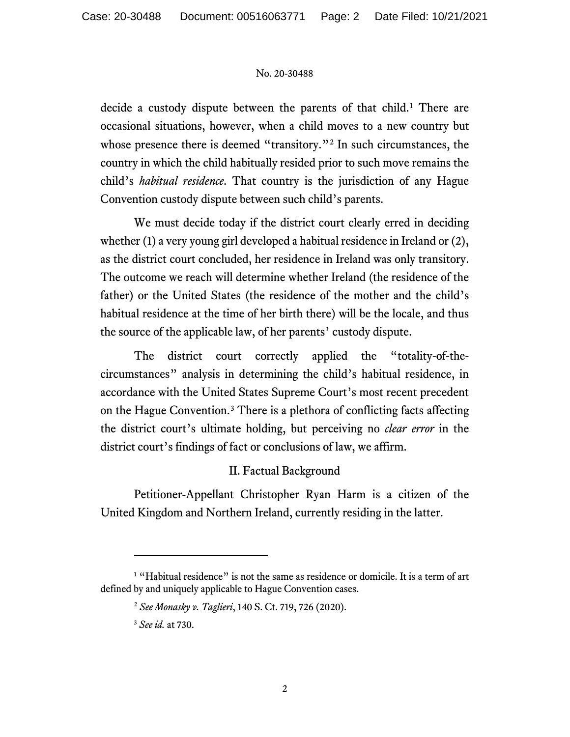decide a custody dispute between the parents of that child.[1] There are occasional situations, however, when a child moves to a new country but whose presence there is deemed "transitory."[2] In such circumstances, the country in which the child habitually resided prior to such move remains the child's *habitual residence*. That country is the jurisdiction of any Hague Convention custody dispute between such child's parents.

We must decide today if the district court clearly erred in deciding whether (1) a very young girl developed a habitual residence in Ireland or (2), as the district court concluded, her residence in Ireland was only transitory. The outcome we reach will determine whether Ireland (the residence of the father) or the United States (the residence of the mother and the child's habitual residence at the time of her birth there) will be the locale, and thus the source of the applicable law, of her parents' custody dispute.

The district court correctly applied the "totality-of-the-circumstances" analysis in determining the child's habitual residence, in accordance with the United States Supreme Court's most recent precedent on the Hague Convention.[3] There is a plethora of conflicting facts affecting the district court's ultimate holding, but perceiving no *clear error* in the district court's findings of fact or conclusions of law, we affirm.

## II. Factual Background

Petitioner-Appellant Christopher Ryan Harm is a citizen of the United Kingdom and Northern Ireland, currently residing in the latter.

---

[1] "Habitual residence" is not the same as residence or domicile. It is a term of art defined by and uniquely applicable to Hague Convention cases.

[2] *See Monasky v. Taglieri*, 140 S. Ct. 719, 726 (2020).

[3] *See id.* at 730.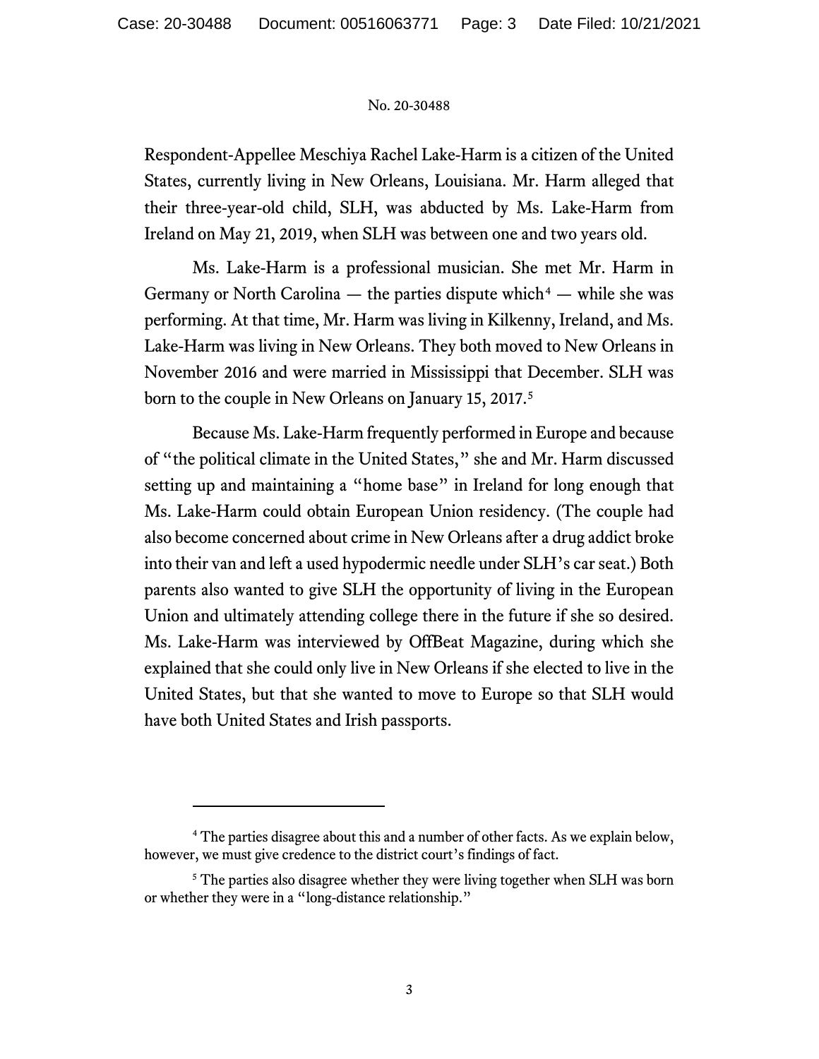Respondent-Appellee Meschiya Rachel Lake-Harm is a citizen of the United States, currently living in New Orleans, Louisiana. Mr. Harm alleged that their three-year-old child, SLH, was abducted by Ms. Lake-Harm from Ireland on May 21, 2019, when SLH was between one and two years old.

Ms. Lake-Harm is a professional musician. She met Mr. Harm in Germany or North Carolina — the parties dispute which[4] — while she was performing. At that time, Mr. Harm was living in Kilkenny, Ireland, and Ms. Lake-Harm was living in New Orleans. They both moved to New Orleans in November 2016 and were married in Mississippi that December. SLH was born to the couple in New Orleans on January 15, 2017.[5]

Because Ms. Lake-Harm frequently performed in Europe and because of "the political climate in the United States," she and Mr. Harm discussed setting up and maintaining a "home base" in Ireland for long enough that Ms. Lake-Harm could obtain European Union residency. (The couple had also become concerned about crime in New Orleans after a drug addict broke into their van and left a used hypodermic needle under SLH's car seat.) Both parents also wanted to give SLH the opportunity of living in the European Union and ultimately attending college there in the future if she so desired. Ms. Lake-Harm was interviewed by OffBeat Magazine, during which she explained that she could only live in New Orleans if she elected to live in the United States, but that she wanted to move to Europe so that SLH would have both United States and Irish passports.

---

[4] The parties disagree about this and a number of other facts. As we explain below, however, we must give credence to the district court's findings of fact.

[5] The parties also disagree whether they were living together when SLH was born or whether they were in a "long-distance relationship."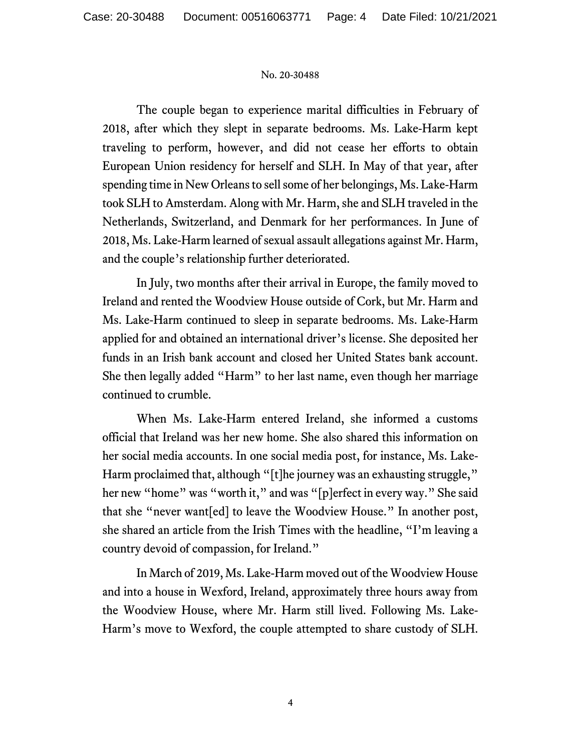The couple began to experience marital difficulties in February of 2018, after which they slept in separate bedrooms. Ms. Lake-Harm kept traveling to perform, however, and did not cease her efforts to obtain European Union residency for herself and SLH. In May of that year, after spending time in New Orleans to sell some of her belongings, Ms. Lake-Harm took SLH to Amsterdam. Along with Mr. Harm, she and SLH traveled in the Netherlands, Switzerland, and Denmark for her performances. In June of 2018, Ms. Lake-Harm learned of sexual assault allegations against Mr. Harm, and the couple's relationship further deteriorated.

In July, two months after their arrival in Europe, the family moved to Ireland and rented the Woodview House outside of Cork, but Mr. Harm and Ms. Lake-Harm continued to sleep in separate bedrooms. Ms. Lake-Harm applied for and obtained an international driver's license. She deposited her funds in an Irish bank account and closed her United States bank account. She then legally added "Harm" to her last name, even though her marriage continued to crumble.

When Ms. Lake-Harm entered Ireland, she informed a customs official that Ireland was her new home. She also shared this information on her social media accounts. In one social media post, for instance, Ms. Lake-Harm proclaimed that, although "[t]he journey was an exhausting struggle," her new "home" was "worth it," and was "[p]erfect in every way." She said that she "never want[ed] to leave the Woodview House." In another post, she shared an article from the Irish Times with the headline, "I'm leaving a country devoid of compassion, for Ireland."

In March of 2019, Ms. Lake-Harm moved out of the Woodview House and into a house in Wexford, Ireland, approximately three hours away from the Woodview House, where Mr. Harm still lived. Following Ms. Lake-Harm's move to Wexford, the couple attempted to share custody of SLH.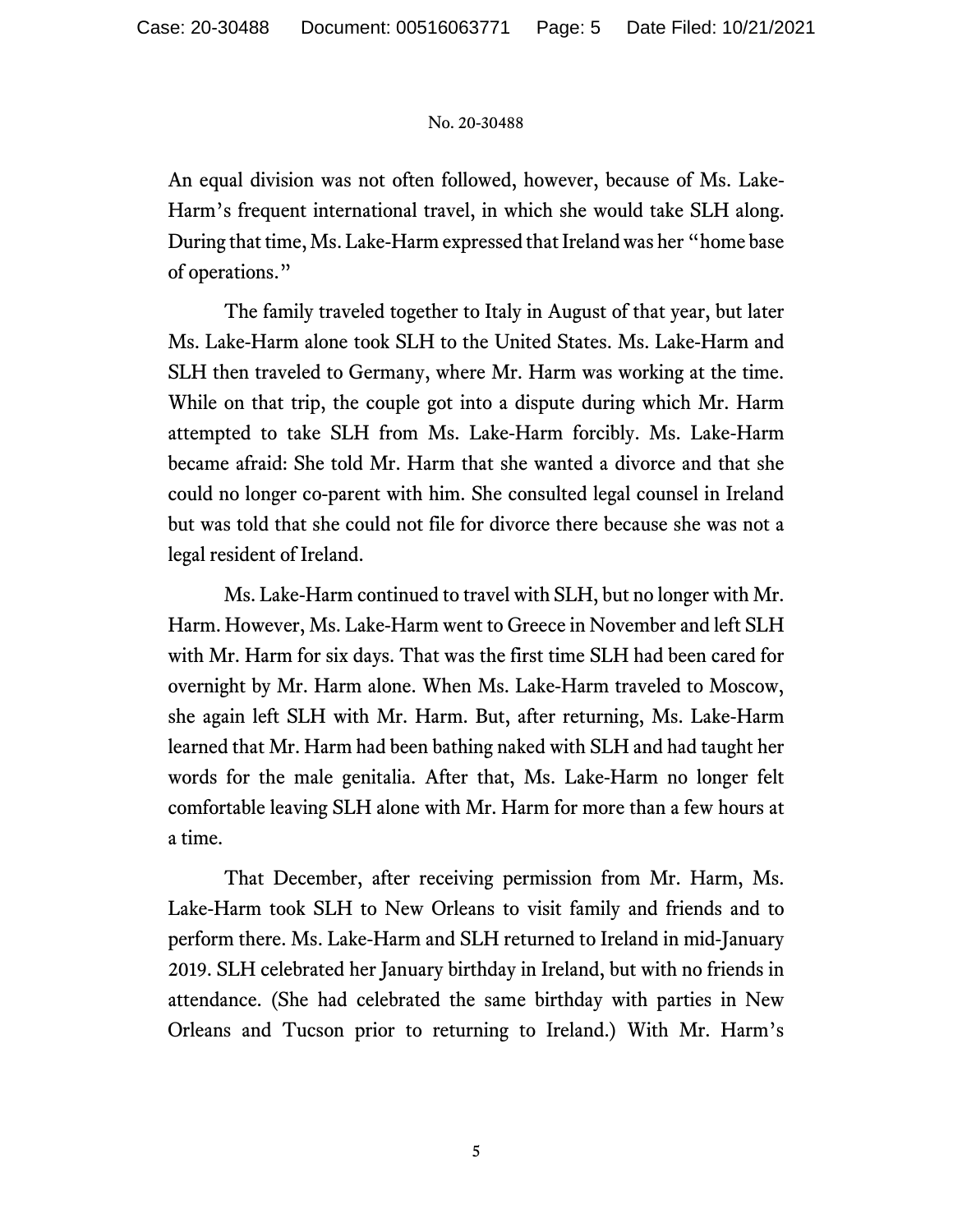An equal division was not often followed, however, because of Ms. Lake-Harm's frequent international travel, in which she would take SLH along. During that time, Ms. Lake-Harm expressed that Ireland was her "home base of operations."

The family traveled together to Italy in August of that year, but later Ms. Lake-Harm alone took SLH to the United States. Ms. Lake-Harm and SLH then traveled to Germany, where Mr. Harm was working at the time. While on that trip, the couple got into a dispute during which Mr. Harm attempted to take SLH from Ms. Lake-Harm forcibly. Ms. Lake-Harm became afraid: She told Mr. Harm that she wanted a divorce and that she could no longer co-parent with him. She consulted legal counsel in Ireland but was told that she could not file for divorce there because she was not a legal resident of Ireland.

Ms. Lake-Harm continued to travel with SLH, but no longer with Mr. Harm. However, Ms. Lake-Harm went to Greece in November and left SLH with Mr. Harm for six days. That was the first time SLH had been cared for overnight by Mr. Harm alone. When Ms. Lake-Harm traveled to Moscow, she again left SLH with Mr. Harm. But, after returning, Ms. Lake-Harm learned that Mr. Harm had been bathing naked with SLH and had taught her words for the male genitalia. After that, Ms. Lake-Harm no longer felt comfortable leaving SLH alone with Mr. Harm for more than a few hours at a time.

That December, after receiving permission from Mr. Harm, Ms. Lake-Harm took SLH to New Orleans to visit family and friends and to perform there. Ms. Lake-Harm and SLH returned to Ireland in mid-January 2019. SLH celebrated her January birthday in Ireland, but with no friends in attendance. (She had celebrated the same birthday with parties in New Orleans and Tucson prior to returning to Ireland.) With Mr. Harm's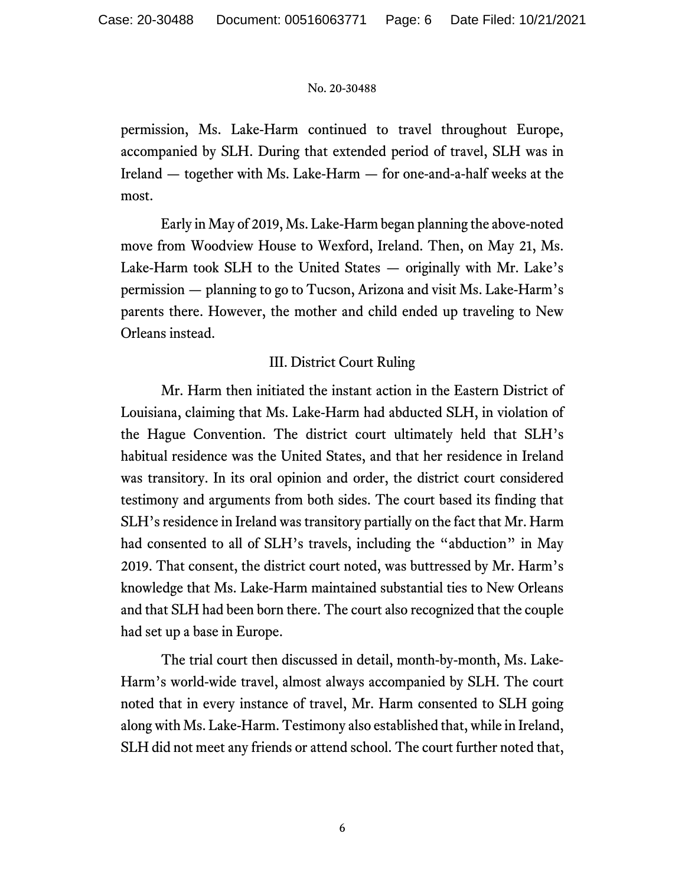permission, Ms. Lake-Harm continued to travel throughout Europe, accompanied by SLH. During that extended period of travel, SLH was in Ireland — together with Ms. Lake-Harm — for one-and-a-half weeks at the most.

Early in May of 2019, Ms. Lake-Harm began planning the above-noted move from Woodview House to Wexford, Ireland. Then, on May 21, Ms. Lake-Harm took SLH to the United States — originally with Mr. Lake's permission — planning to go to Tucson, Arizona and visit Ms. Lake-Harm's parents there. However, the mother and child ended up traveling to New Orleans instead.

## III. District Court Ruling

Mr. Harm then initiated the instant action in the Eastern District of Louisiana, claiming that Ms. Lake-Harm had abducted SLH, in violation of the Hague Convention. The district court ultimately held that SLH's habitual residence was the United States, and that her residence in Ireland was transitory. In its oral opinion and order, the district court considered testimony and arguments from both sides. The court based its finding that SLH's residence in Ireland was transitory partially on the fact that Mr. Harm had consented to all of SLH's travels, including the "abduction" in May 2019. That consent, the district court noted, was buttressed by Mr. Harm's knowledge that Ms. Lake-Harm maintained substantial ties to New Orleans and that SLH had been born there. The court also recognized that the couple had set up a base in Europe.

The trial court then discussed in detail, month-by-month, Ms. Lake-Harm's world-wide travel, almost always accompanied by SLH. The court noted that in every instance of travel, Mr. Harm consented to SLH going along with Ms. Lake-Harm. Testimony also established that, while in Ireland, SLH did not meet any friends or attend school. The court further noted that,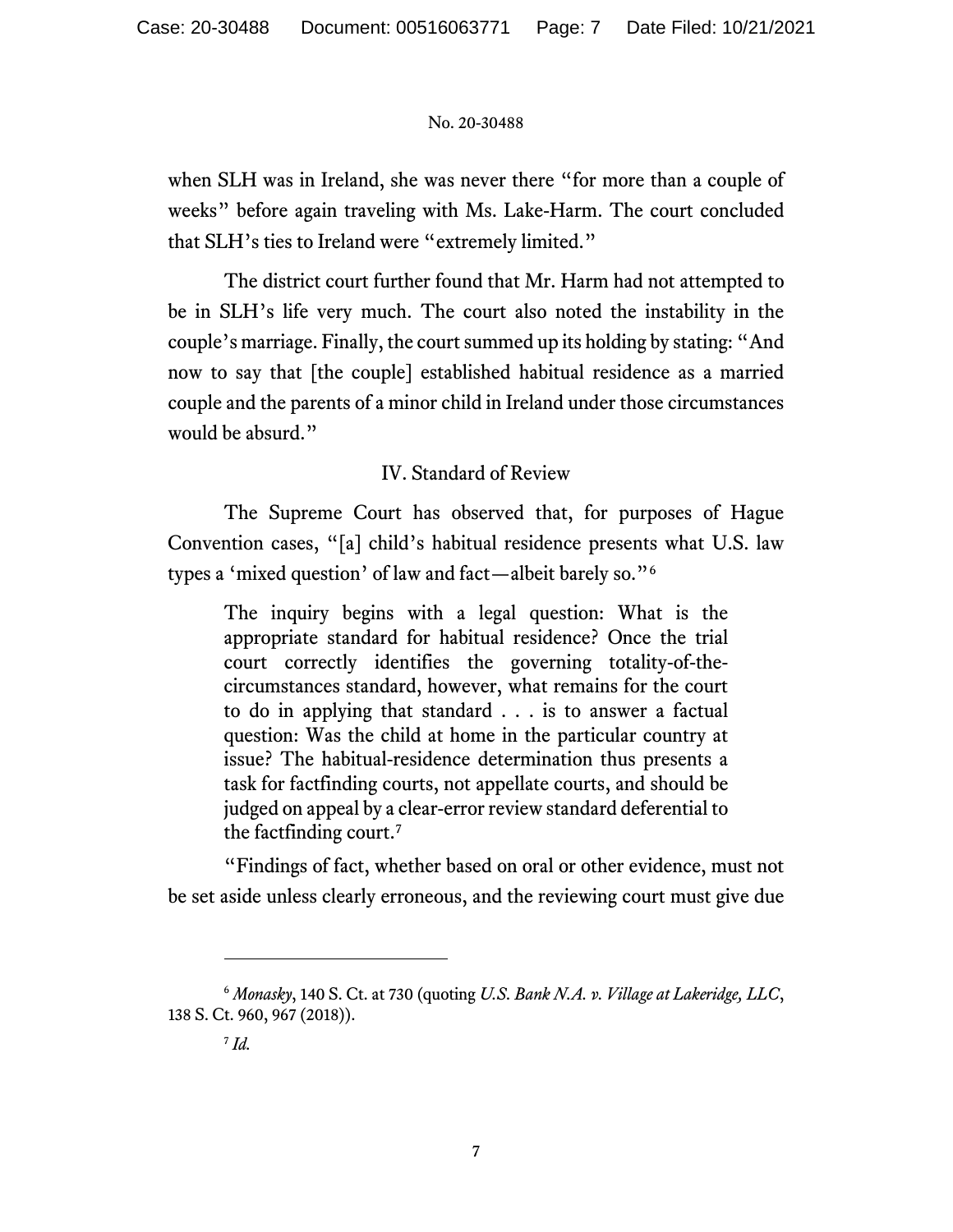when SLH was in Ireland, she was never there "for more than a couple of weeks" before again traveling with Ms. Lake-Harm. The court concluded that SLH's ties to Ireland were "extremely limited."

The district court further found that Mr. Harm had not attempted to be in SLH's life very much. The court also noted the instability in the couple's marriage. Finally, the court summed up its holding by stating: "And now to say that [the couple] established habitual residence as a married couple and the parents of a minor child in Ireland under those circumstances would be absurd."

## IV. Standard of Review

The Supreme Court has observed that, for purposes of Hague Convention cases, "[a] child's habitual residence presents what U.S. law types a 'mixed question' of law and fact—albeit barely so."[6]

> The inquiry begins with a legal question: What is the appropriate standard for habitual residence? Once the trial court correctly identifies the governing totality-of-the-circumstances standard, however, what remains for the court to do in applying that standard . . . is to answer a factual question: Was the child at home in the particular country at issue? The habitual-residence determination thus presents a task for factfinding courts, not appellate courts, and should be judged on appeal by a clear-error review standard deferential to the factfinding court.[7]

"Findings of fact, whether based on oral or other evidence, must not be set aside unless clearly erroneous, and the reviewing court must give due

---

[6] *Monasky*, 140 S. Ct. at 730 (quoting *U.S. Bank N.A. v. Village at Lakeridge, LLC*, 138 S. Ct. 960, 967 (2018)).

[7] *Id.*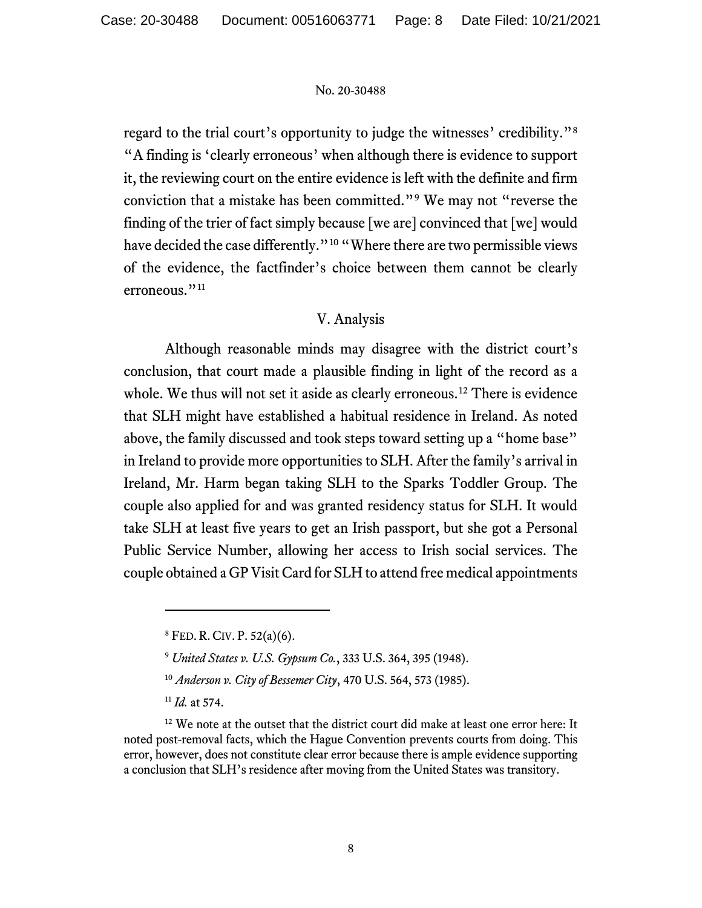regard to the trial court's opportunity to judge the witnesses' credibility."[8] "A finding is 'clearly erroneous' when although there is evidence to support it, the reviewing court on the entire evidence is left with the definite and firm conviction that a mistake has been committed."[9] We may not "reverse the finding of the trier of fact simply because [we are] convinced that [we] would have decided the case differently."[10] "Where there are two permissible views of the evidence, the factfinder's choice between them cannot be clearly erroneous."[11]

## V. Analysis

Although reasonable minds may disagree with the district court's conclusion, that court made a plausible finding in light of the record as a whole. We thus will not set it aside as clearly erroneous.[12] There is evidence that SLH might have established a habitual residence in Ireland. As noted above, the family discussed and took steps toward setting up a "home base" in Ireland to provide more opportunities to SLH. After the family's arrival in Ireland, Mr. Harm began taking SLH to the Sparks Toddler Group. The couple also applied for and was granted residency status for SLH. It would take SLH at least five years to get an Irish passport, but she got a Personal Public Service Number, allowing her access to Irish social services. The couple obtained a GP Visit Card for SLH to attend free medical appointments

---

[8] FED. R. CIV. P. 52(a)(6).

[9] *United States v. U.S. Gypsum Co.*, 333 U.S. 364, 395 (1948).

[10] *Anderson v. City of Bessemer City*, 470 U.S. 564, 573 (1985).

[11] *Id.* at 574.

[12] We note at the outset that the district court did make at least one error here: It noted post-removal facts, which the Hague Convention prevents courts from doing. This error, however, does not constitute clear error because there is ample evidence supporting a conclusion that SLH's residence after moving from the United States was transitory.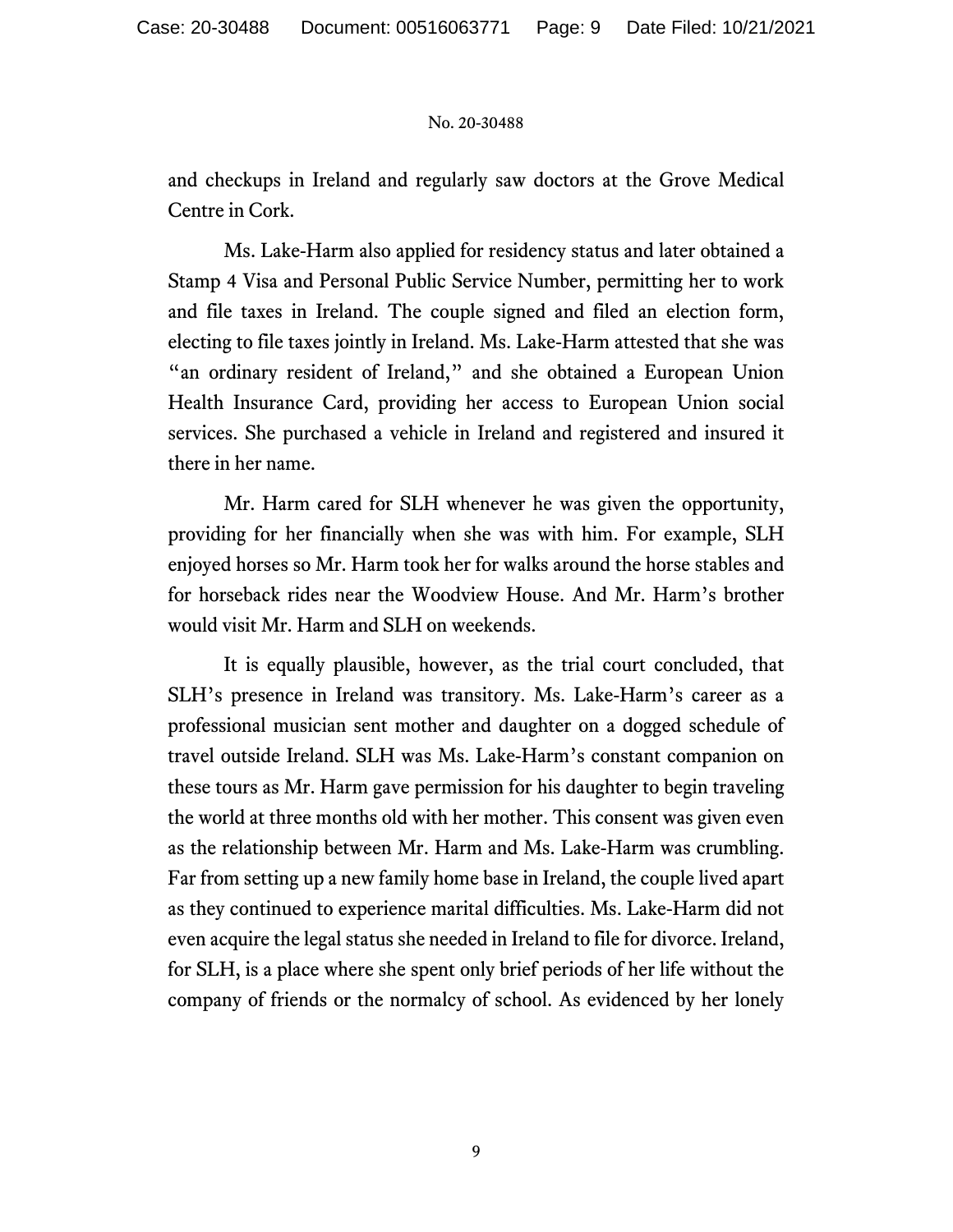and checkups in Ireland and regularly saw doctors at the Grove Medical Centre in Cork.

Ms. Lake-Harm also applied for residency status and later obtained a Stamp 4 Visa and Personal Public Service Number, permitting her to work and file taxes in Ireland. The couple signed and filed an election form, electing to file taxes jointly in Ireland. Ms. Lake-Harm attested that she was "an ordinary resident of Ireland," and she obtained a European Union Health Insurance Card, providing her access to European Union social services. She purchased a vehicle in Ireland and registered and insured it there in her name.

Mr. Harm cared for SLH whenever he was given the opportunity, providing for her financially when she was with him. For example, SLH enjoyed horses so Mr. Harm took her for walks around the horse stables and for horseback rides near the Woodview House. And Mr. Harm's brother would visit Mr. Harm and SLH on weekends.

It is equally plausible, however, as the trial court concluded, that SLH's presence in Ireland was transitory. Ms. Lake-Harm's career as a professional musician sent mother and daughter on a dogged schedule of travel outside Ireland. SLH was Ms. Lake-Harm's constant companion on these tours as Mr. Harm gave permission for his daughter to begin traveling the world at three months old with her mother. This consent was given even as the relationship between Mr. Harm and Ms. Lake-Harm was crumbling. Far from setting up a new family home base in Ireland, the couple lived apart as they continued to experience marital difficulties. Ms. Lake-Harm did not even acquire the legal status she needed in Ireland to file for divorce. Ireland, for SLH, is a place where she spent only brief periods of her life without the company of friends or the normalcy of school. As evidenced by her lonely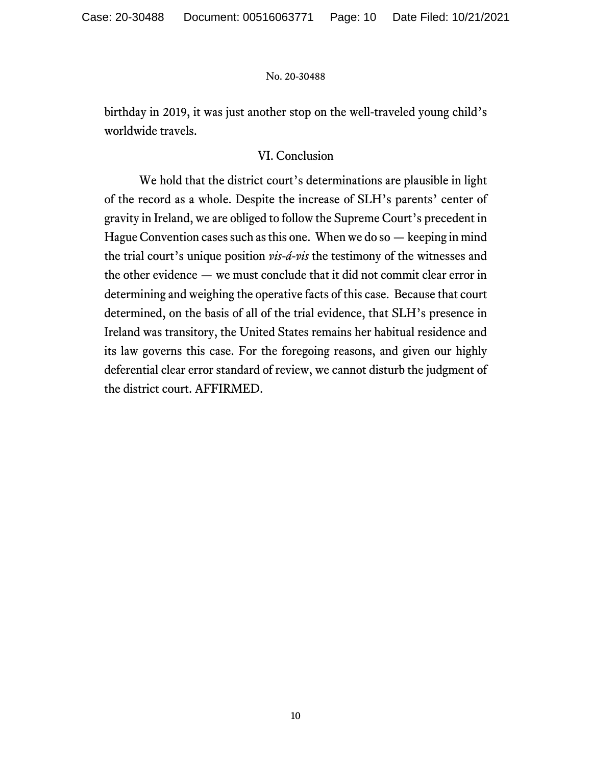birthday in 2019, it was just another stop on the well-traveled young child's worldwide travels.

## VI. Conclusion

We hold that the district court's determinations are plausible in light of the record as a whole. Despite the increase of SLH's parents' center of gravity in Ireland, we are obliged to follow the Supreme Court's precedent in Hague Convention cases such as this one. When we do so — keeping in mind the trial court's unique position *vis-á-vis* the testimony of the witnesses and the other evidence — we must conclude that it did not commit clear error in determining and weighing the operative facts of this case. Because that court determined, on the basis of all of the trial evidence, that SLH's presence in Ireland was transitory, the United States remains her habitual residence and its law governs this case. For the foregoing reasons, and given our highly deferential clear error standard of review, we cannot disturb the judgment of the district court. AFFIRMED.